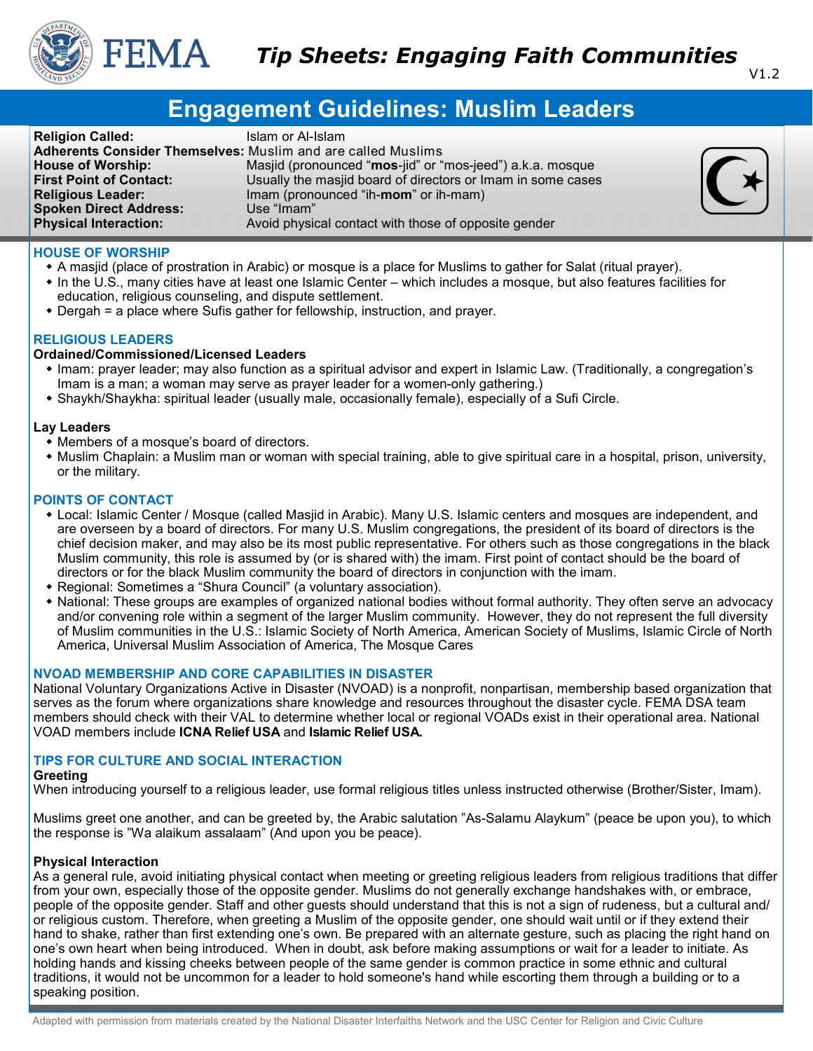# Tip Sheets: Engaging Faith Communities

V1.2

## Engagement Guidelines: Muslim Leaders

**Religion Called:** Islam or Al-Islam
**Adherents Consider Themselves:** Muslim and are called Muslims
**House of Worship:** Masjid (pronounced "**mos**-jid" or "mos-jeed") a.k.a. mosque
**First Point of Contact:** Usually the masjid board of directors or Imam in some cases
**Religious Leader:** Imam (pronounced "ih-**mom**" or ih-mam)
**Spoken Direct Address:** Use "Imam"
**Physical Interaction:** Avoid physical contact with those of opposite gender

### HOUSE OF WORSHIP

- A masjid (place of prostration in Arabic) or mosque is a place for Muslims to gather for Salat (ritual prayer).
- In the U.S., many cities have at least one Islamic Center – which includes a mosque, but also features facilities for education, religious counseling, and dispute settlement.
- Dergah = a place where Sufis gather for fellowship, instruction, and prayer.

### RELIGIOUS LEADERS

**Ordained/Commissioned/Licensed Leaders**

- Imam: prayer leader; may also function as a spiritual advisor and expert in Islamic Law. (Traditionally, a congregation's Imam is a man; a woman may serve as prayer leader for a women-only gathering.)
- Shaykh/Shaykha: spiritual leader (usually male, occasionally female), especially of a Sufi Circle.

**Lay Leaders**

- Members of a mosque's board of directors.
- Muslim Chaplain: a Muslim man or woman with special training, able to give spiritual care in a hospital, prison, university, or the military.

### POINTS OF CONTACT

- Local: Islamic Center / Mosque (called Masjid in Arabic). Many U.S. Islamic centers and mosques are independent, and are overseen by a board of directors. For many U.S. Muslim congregations, the president of its board of directors is the chief decision maker, and may also be its most public representative. For others such as those congregations in the black Muslim community, this role is assumed by (or is shared with) the imam. First point of contact should be the board of directors or for the black Muslim community the board of directors in conjunction with the imam.
- Regional: Sometimes a "Shura Council" (a voluntary association).
- National: These groups are examples of organized national bodies without formal authority. They often serve an advocacy and/or convening role within a segment of the larger Muslim community. However, they do not represent the full diversity of Muslim communities in the U.S.: Islamic Society of North America, American Society of Muslims, Islamic Circle of North America, Universal Muslim Association of America, The Mosque Cares

### NVOAD MEMBERSHIP AND CORE CAPABILITIES IN DISASTER

National Voluntary Organizations Active in Disaster (NVOAD) is a nonprofit, nonpartisan, membership based organization that serves as the forum where organizations share knowledge and resources throughout the disaster cycle. FEMA DSA team members should check with their VAL to determine whether local or regional VOADs exist in their operational area. National VOAD members include **ICNA Relief USA** and **Islamic Relief USA.**

### TIPS FOR CULTURE AND SOCIAL INTERACTION

**Greeting**

When introducing yourself to a religious leader, use formal religious titles unless instructed otherwise (Brother/Sister, Imam).

Muslims greet one another, and can be greeted by, the Arabic salutation "As-Salamu Alaykum" (peace be upon you), to which the response is "Wa alaikum assalaam" (And upon you be peace).

**Physical Interaction**

As a general rule, avoid initiating physical contact when meeting or greeting religious leaders from religious traditions that differ from your own, especially those of the opposite gender. Muslims do not generally exchange handshakes with, or embrace, people of the opposite gender. Staff and other guests should understand that this is not a sign of rudeness, but a cultural and/or religious custom. Therefore, when greeting a Muslim of the opposite gender, one should wait until or if they extend their hand to shake, rather than first extending one's own. Be prepared with an alternate gesture, such as placing the right hand on one's own heart when being introduced. When in doubt, ask before making assumptions or wait for a leader to initiate. As holding hands and kissing cheeks between people of the same gender is common practice in some ethnic and cultural traditions, it would not be uncommon for a leader to hold someone's hand while escorting them through a building or to a speaking position.

Adapted with permission from materials created by the National Disaster Interfaiths Network and the USC Center for Religion and Civic Culture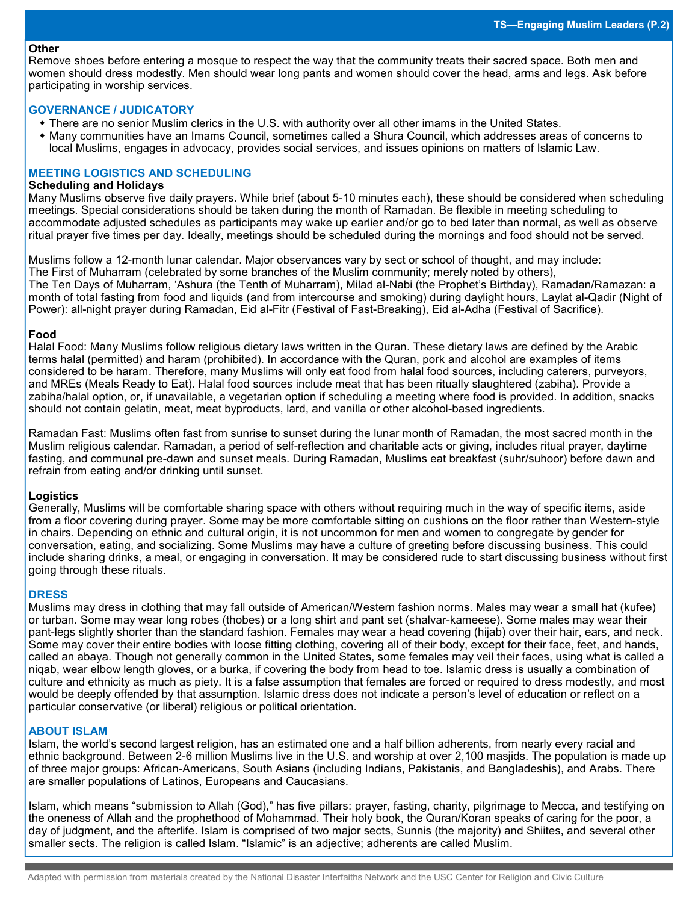**Other**

Remove shoes before entering a mosque to respect the way that the community treats their sacred space. Both men and women should dress modestly. Men should wear long pants and women should cover the head, arms and legs. Ask before participating in worship services.

## GOVERNANCE / JUDICATORY

- There are no senior Muslim clerics in the U.S. with authority over all other imams in the United States.
- Many communities have an Imams Council, sometimes called a Shura Council, which addresses areas of concerns to local Muslims, engages in advocacy, provides social services, and issues opinions on matters of Islamic Law.

## MEETING LOGISTICS AND SCHEDULING

**Scheduling and Holidays**

Many Muslims observe five daily prayers. While brief (about 5-10 minutes each), these should be considered when scheduling meetings. Special considerations should be taken during the month of Ramadan. Be flexible in meeting scheduling to accommodate adjusted schedules as participants may wake up earlier and/or go to bed later than normal, as well as observe ritual prayer five times per day. Ideally, meetings should be scheduled during the mornings and food should not be served.

Muslims follow a 12-month lunar calendar. Major observances vary by sect or school of thought, and may include:
The First of Muharram (celebrated by some branches of the Muslim community; merely noted by others),
The Ten Days of Muharram, 'Ashura (the Tenth of Muharram), Milad al-Nabi (the Prophet's Birthday), Ramadan/Ramazan: a month of total fasting from food and liquids (and from intercourse and smoking) during daylight hours, Laylat al-Qadir (Night of Power): all-night prayer during Ramadan, Eid al-Fitr (Festival of Fast-Breaking), Eid al-Adha (Festival of Sacrifice).

**Food**

Halal Food: Many Muslims follow religious dietary laws written in the Quran. These dietary laws are defined by the Arabic terms halal (permitted) and haram (prohibited). In accordance with the Quran, pork and alcohol are examples of items considered to be haram. Therefore, many Muslims will only eat food from halal food sources, including caterers, purveyors, and MREs (Meals Ready to Eat). Halal food sources include meat that has been ritually slaughtered (zabiha). Provide a zabiha/halal option, or, if unavailable, a vegetarian option if scheduling a meeting where food is provided. In addition, snacks should not contain gelatin, meat, meat byproducts, lard, and vanilla or other alcohol-based ingredients.

Ramadan Fast: Muslims often fast from sunrise to sunset during the lunar month of Ramadan, the most sacred month in the Muslim religious calendar. Ramadan, a period of self-reflection and charitable acts or giving, includes ritual prayer, daytime fasting, and communal pre-dawn and sunset meals. During Ramadan, Muslims eat breakfast (suhr/suhoor) before dawn and refrain from eating and/or drinking until sunset.

**Logistics**

Generally, Muslims will be comfortable sharing space with others without requiring much in the way of specific items, aside from a floor covering during prayer. Some may be more comfortable sitting on cushions on the floor rather than Western-style in chairs. Depending on ethnic and cultural origin, it is not uncommon for men and women to congregate by gender for conversation, eating, and socializing. Some Muslims may have a culture of greeting before discussing business. This could include sharing drinks, a meal, or engaging in conversation. It may be considered rude to start discussing business without first going through these rituals.

## DRESS

Muslims may dress in clothing that may fall outside of American/Western fashion norms. Males may wear a small hat (kufee) or turban. Some may wear long robes (thobes) or a long shirt and pant set (shalvar-kameese). Some males may wear their pant-legs slightly shorter than the standard fashion. Females may wear a head covering (hijab) over their hair, ears, and neck. Some may cover their entire bodies with loose fitting clothing, covering all of their body, except for their face, feet, and hands, called an abaya. Though not generally common in the United States, some females may veil their faces, using what is called a niqab, wear elbow length gloves, or a burka, if covering the body from head to toe. Islamic dress is usually a combination of culture and ethnicity as much as piety. It is a false assumption that females are forced or required to dress modestly, and most would be deeply offended by that assumption. Islamic dress does not indicate a person's level of education or reflect on a particular conservative (or liberal) religious or political orientation.

## ABOUT ISLAM

Islam, the world's second largest religion, has an estimated one and a half billion adherents, from nearly every racial and ethnic background. Between 2-6 million Muslims live in the U.S. and worship at over 2,100 masjids. The population is made up of three major groups: African-Americans, South Asians (including Indians, Pakistanis, and Bangladeshis), and Arabs. There are smaller populations of Latinos, Europeans and Caucasians.

Islam, which means "submission to Allah (God)," has five pillars: prayer, fasting, charity, pilgrimage to Mecca, and testifying on the oneness of Allah and the prophethood of Mohammad. Their holy book, the Quran/Koran speaks of caring for the poor, a day of judgment, and the afterlife. Islam is comprised of two major sects, Sunnis (the majority) and Shiites, and several other smaller sects. The religion is called Islam. "Islamic" is an adjective; adherents are called Muslim.

Adapted with permission from materials created by the National Disaster Interfaiths Network and the USC Center for Religion and Civic Culture